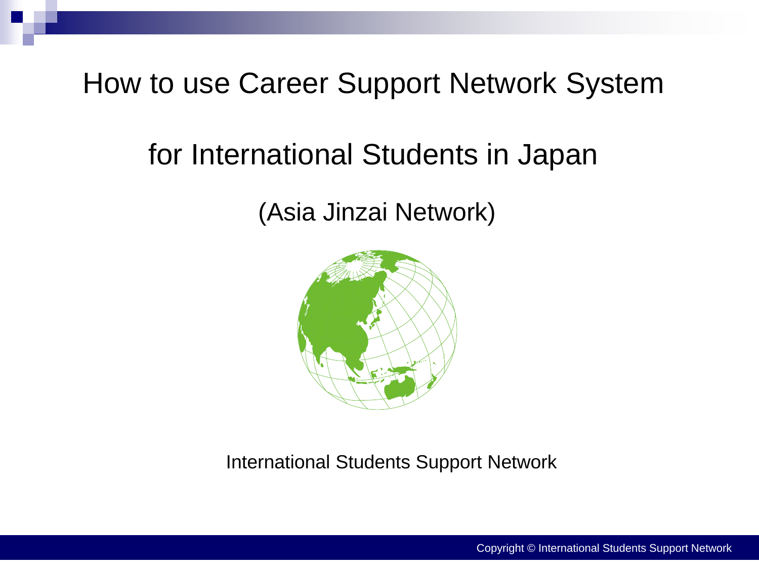# How to use Career Support Network System

# for International Students in Japan

## (Asia Jinzai Network)

International Students Support Network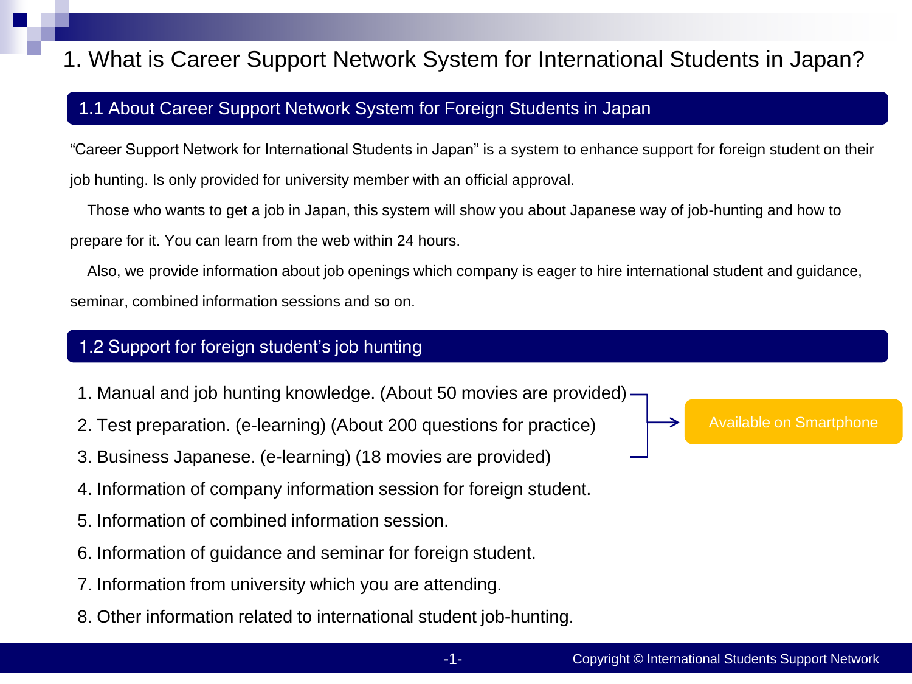# 1. What is Career Support Network System for International Students in Japan?

## 1.1 About Career Support Network System for Foreign Students in Japan

"Career Support Network for International Students in Japan" is a system to enhance support for foreign student on their job hunting. Is only provided for university member with an official approval.

Those who wants to get a job in Japan, this system will show you about Japanese way of job-hunting and how to prepare for it. You can learn from the web within 24 hours.

Also, we provide information about job openings which company is eager to hire international student and guidance, seminar, combined information sessions and so on.

## 1.2 Support for foreign student's job hunting

1. Manual and job hunting knowledge. (About 50 movies are provided)
2. Test preparation. (e-learning) (About 200 questions for practice)
3. Business Japanese. (e-learning) (18 movies are provided)
4. Information of company information session for foreign student.
5. Information of combined information session.
6. Information of guidance and seminar for foreign student.
7. Information from university which you are attending.
8. Other information related to international student job-hunting.

Items 1–3 → Available on Smartphone

Copyright © International Students Support Network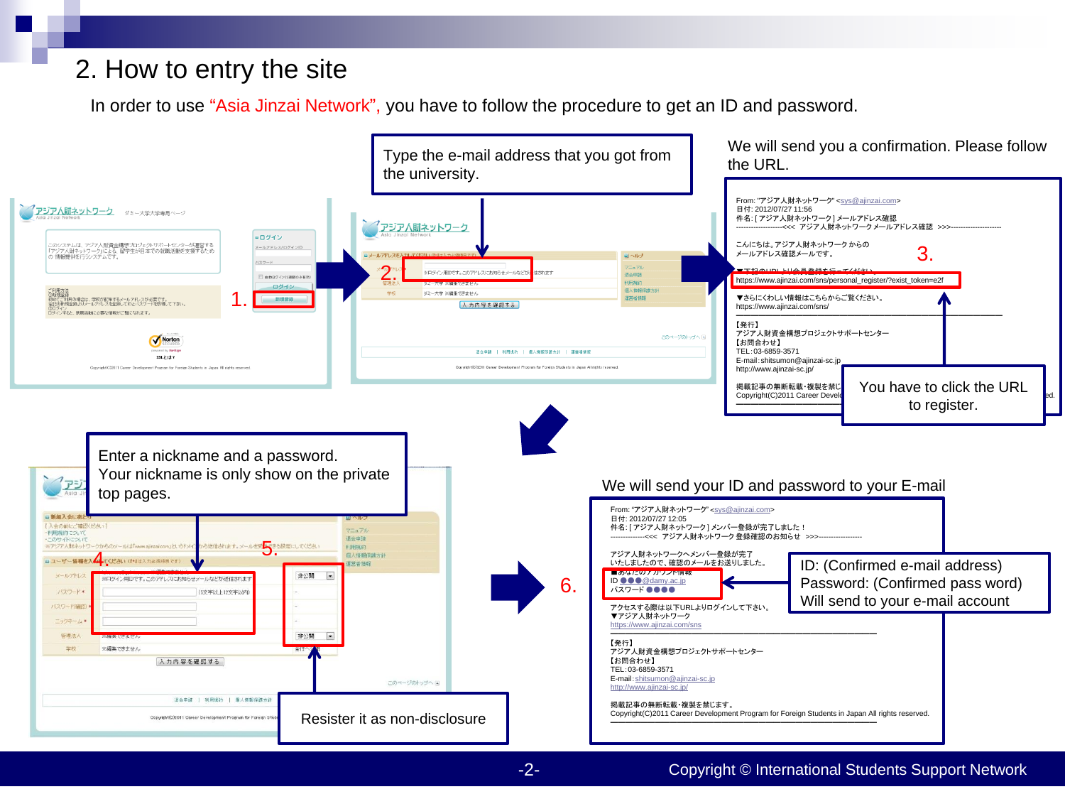# 2. How to entry the site

In order to use "Asia Jinzai Network", you have to follow the procedure to get an ID and password.

1.

Type the e-mail address that you got from the university.

2.

We will send you a confirmation. Please follow the URL.

3.

From: "アジア人財ネットワーク" <sys@ajinzai.com>
日付: 2012/07/27 11:56
件名: [ アジア人財ネットワーク ] メールアドレス確認
--------------------<<< アジア人財ネットワーク メールアドレス確認 >>>--------------------

こんにちは。アジア人財ネットワーク からの
メールアドレス確認メールです。

▼下記のURLより会員登録を行ってください。
https://www.ajinzai.com/sns/personal_register/?exist_token=e2f

▼さらにくわしい情報はこちらからご覧ください。
https://www.ajinzai.com/sns/

【発行】
アジア人財資金構想プロジェクトサポートセンター
【お問合わせ】
TEL: 03-6859-3571
E-mail: shitsumon@ajinzai-sc.jp
http://www.ajinzai-sc.jp/

掲載記事の無断転載・複製を禁じ...
Copyright(C)2011 Career Devel...

You have to click the URL to register.

Enter a nickname and a password.
Your nickname is only show on the private top pages.

4.

5.

Resister it as non-disclosure

6.

We will send your ID and password to your E-mail

From: "アジア人財ネットワーク" <sys@ajinzai.com>
日付: 2012/07/27 12:05
件名: [ アジア人財ネットワーク ] メンバー登録が完了しました！
--------------<<< アジア人財ネットワーク 登録確認のお知らせ >>>------------------

アジア人財ネットワークへメンバー登録が完了
いたしましたので、確認のメールをお送りしました。

■あなたのアカウント情報
ID ●●●@damy.ac.jp
パスワード ●●●●

アクセスする際は以下URLよりログインして下さい。
▼アジア人財ネットワーク
https://www.ajinzai.com/sns

【発行】
アジア人財資金構想プロジェクトサポートセンター
【お問合わせ】
TEL: 03-6859-3571
E-mail: shitsumon@ajinzai-sc.jp
http://www.ajinzai-sc.jp/

掲載記事の無断転載・複製を禁じます。
Copyright(C)2011 Career Development Program for Foreign Students in Japan All rights reserved.

ID: (Confirmed e-mail address)
Password: (Confirmed pass word)
Will send to your e-mail account

Copyright © International Students Support Network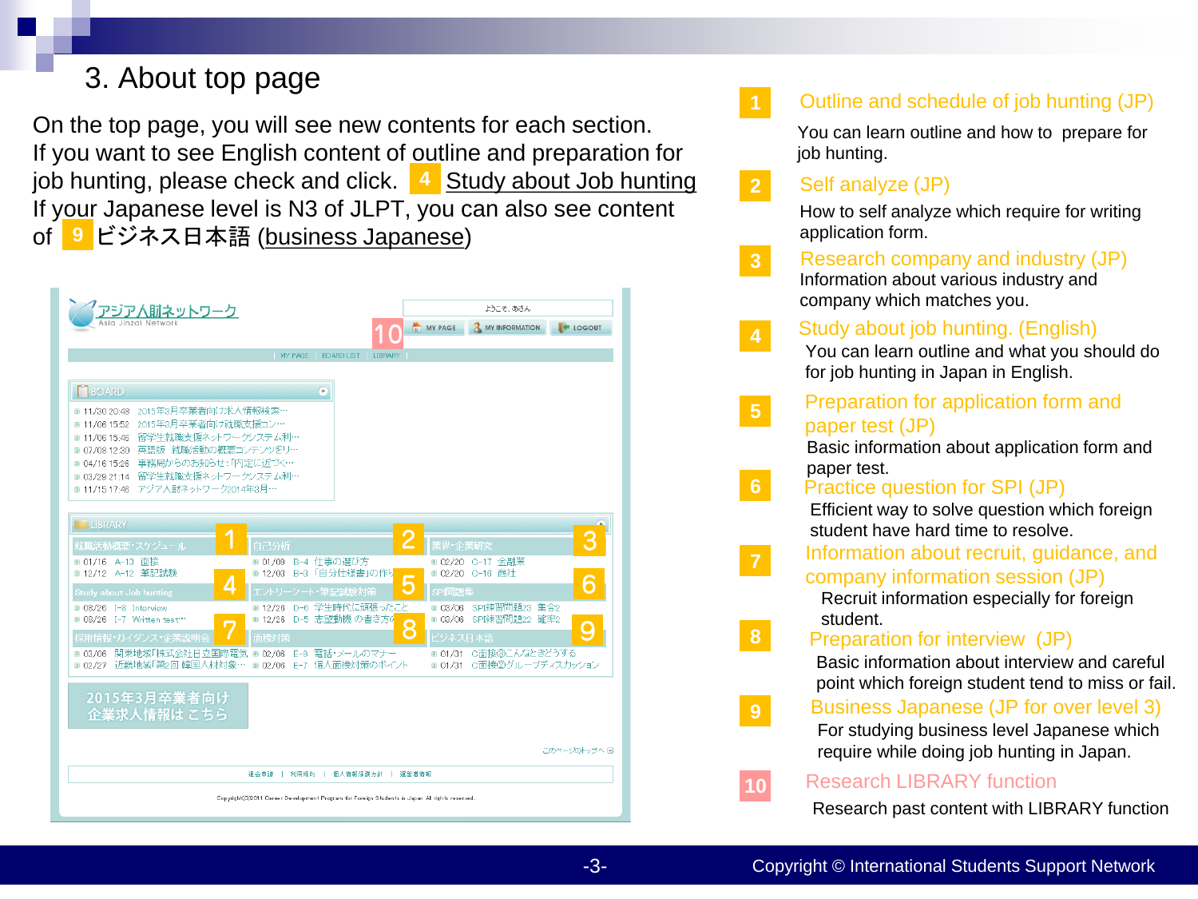# 3. About top page

On the top page, you will see new contents for each section.
If you want to see English content of outline and preparation for job hunting, please check and click. 4 Study about Job hunting
If your Japanese level is N3 of JLPT, you can also see content of 9 ビジネス日本語 (business Japanese)

1. **Outline and schedule of job hunting (JP)**
   You can learn outline and how to prepare for job hunting.
2. **Self analyze (JP)**
   How to self analyze which require for writing application form.
3. **Research company and industry (JP)**
   Information about various industry and company which matches you.
4. **Study about job hunting. (English)**
   You can learn outline and what you should do for job hunting in Japan in English.
5. **Preparation for application form and paper test (JP)**
   Basic information about application form and paper test.
6. **Practice question for SPI (JP)**
   Efficient way to solve question which foreign student have hard time to resolve.
7. **Information about recruit, guidance, and company information session (JP)**
   Recruit information especially for foreign student.
8. **Preparation for interview (JP)**
   Basic information about interview and careful point which foreign student tend to miss or fail.
9. **Business Japanese (JP for over level 3)**
   For studying business level Japanese which require while doing job hunting in Japan.
10. **Research LIBRARY function**
    Research past content with LIBRARY function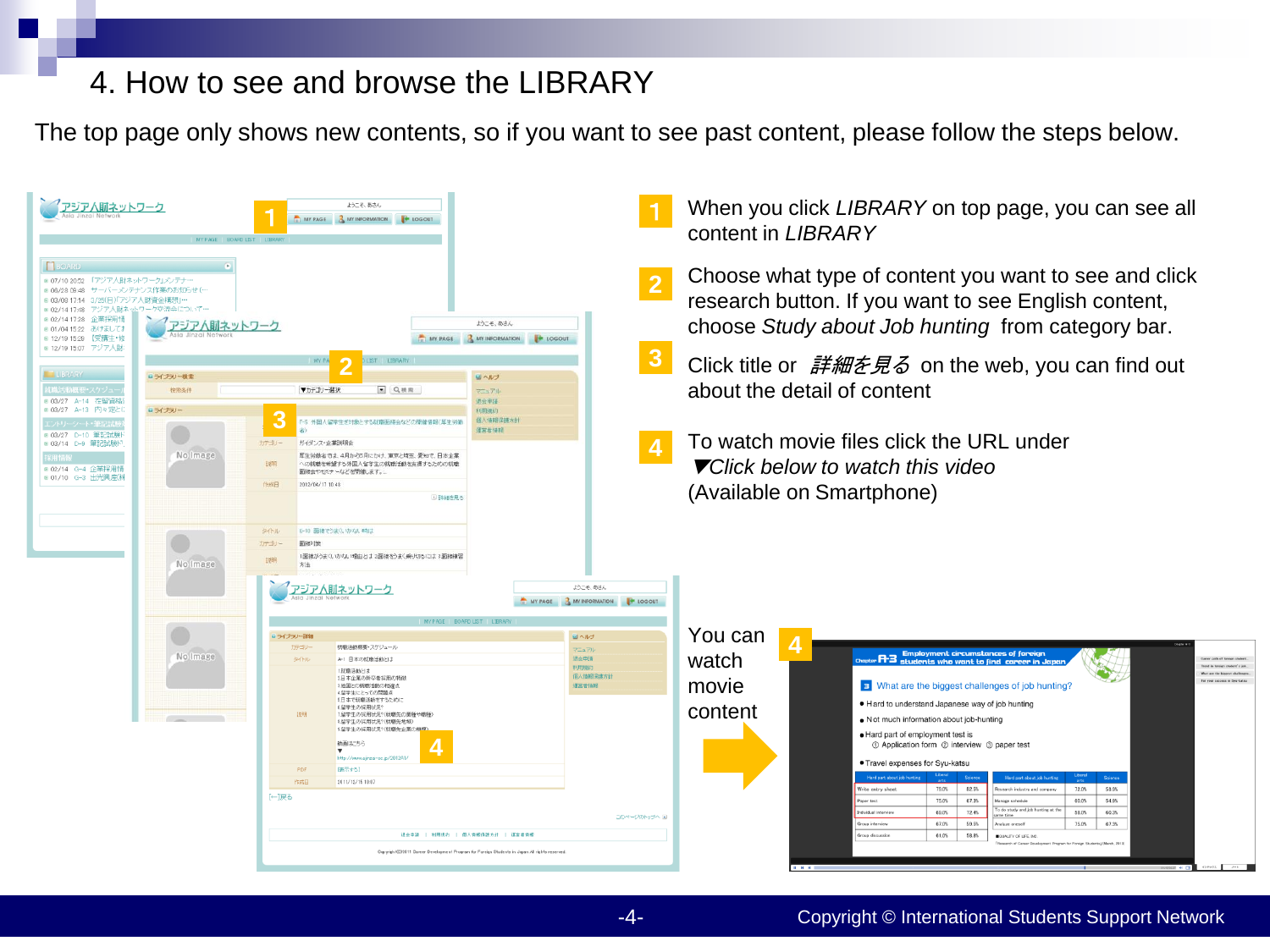# 4. How to see and browse the LIBRARY

The top page only shows new contents, so if you want to see past content, please follow the steps below.

**1** When you click *LIBRARY* on top page, you can see all content in *LIBRARY*

**2** Choose what type of content you want to see and click research button. If you want to see English content, choose *Study about Job hunting* from category bar.

**3** Click title or *詳細を見る* on the web, you can find out about the detail of content

**4** To watch movie files click the URL under *▼Click below to watch this video* (Available on Smartphone)

You can watch movie content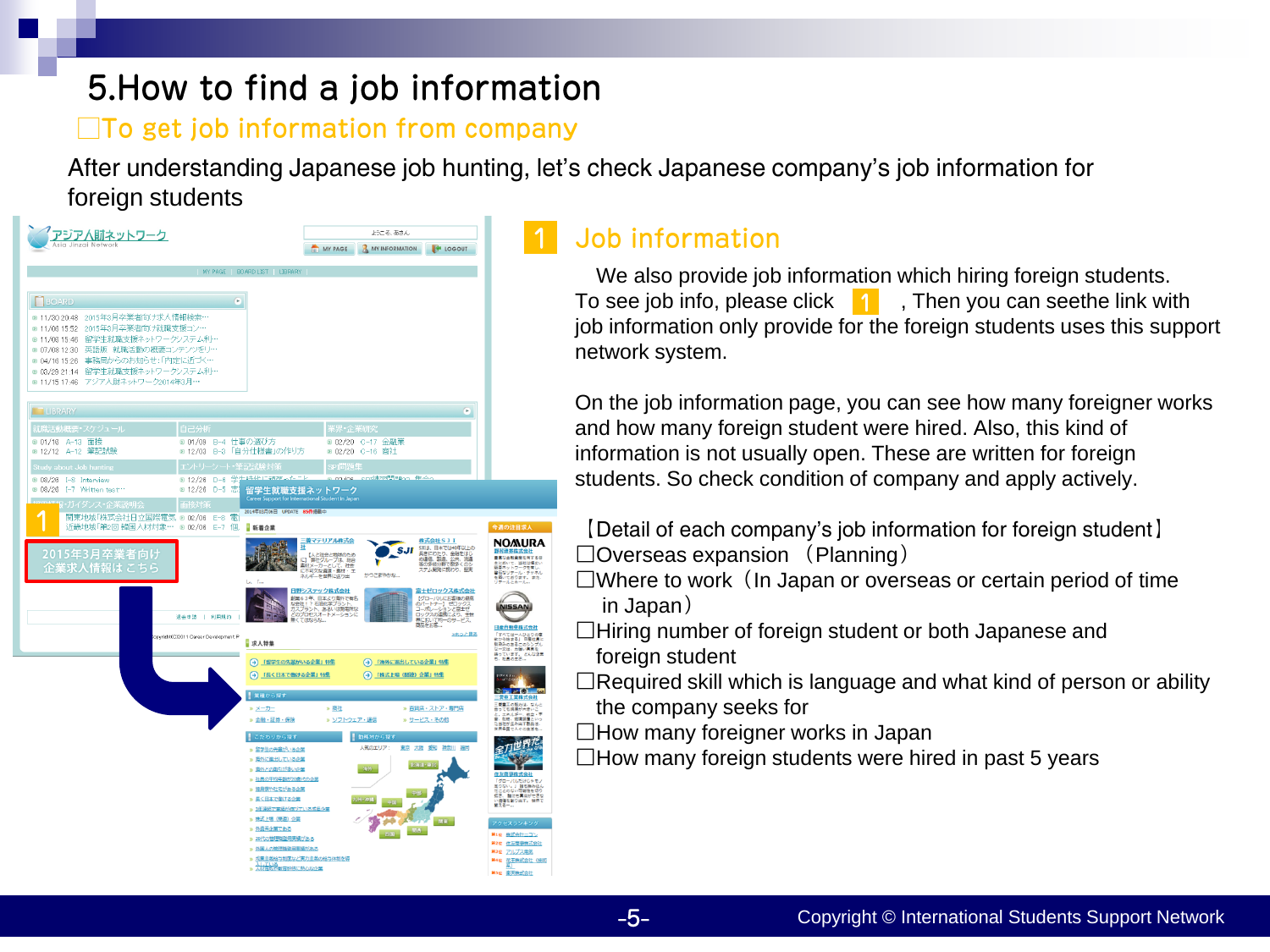# 5.How to find a job information

## □To get job information from company

After understanding Japanese job hunting, let's check Japanese company's job information for foreign students

## 1 Job information

We also provide job information which hiring foreign students. To see job info, please click 1 , Then you can seethe link with job information only provide for the foreign students uses this support network system.

On the job information page, you can see how many foreigner works and how many foreign student were hired. Also, this kind of information is not usually open. These are written for foreign students. So check condition of company and apply actively.

【Detail of each company's job information for foreign student】

□Overseas expansion （Planning）

□Where to work（In Japan or overseas or certain period of time in Japan）

□Hiring number of foreign student or both Japanese and foreign student

□Required skill which is language and what kind of person or ability the company seeks for

□How many foreigner works in Japan

□How many foreign students were hired in past 5 years